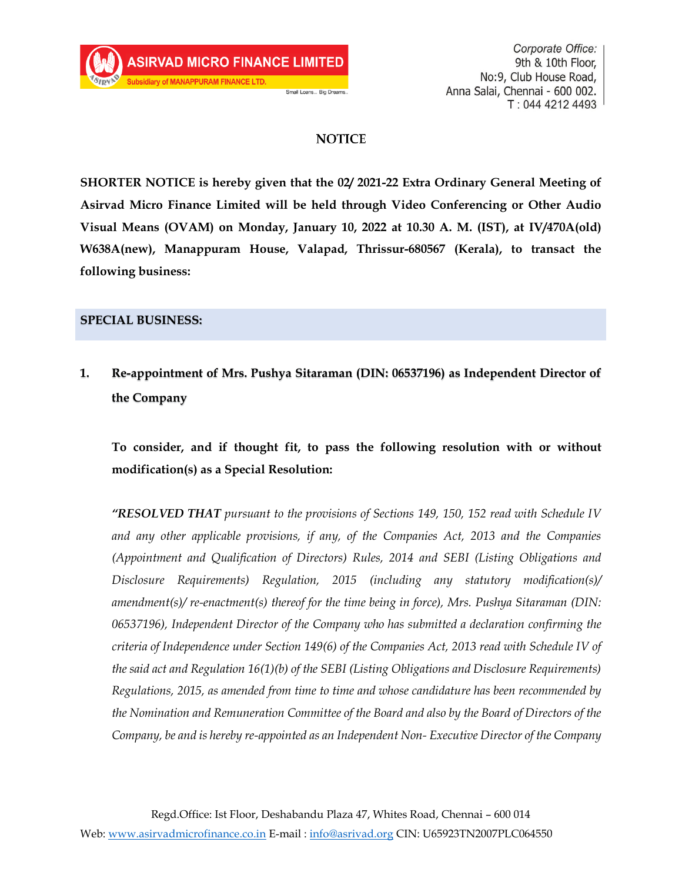ASIRVAD MICRO FINANCE LIMITED
Subsidiary of MANAPPURAM FINANCE LTD.
Small Loans... Big Dreams..

Corporate Office:
9th & 10th Floor,
No:9, Club House Road,
Anna Salai, Chennai - 600 002.
T : 044 4212 4493

# NOTICE

**SHORTER NOTICE is hereby given that the 02/ 2021-22 Extra Ordinary General Meeting of Asirvad Micro Finance Limited will be held through Video Conferencing or Other Audio Visual Means (OVAM) on Monday, January 10, 2022 at 10.30 A. M. (IST), at IV/470A(old) W638A(new), Manappuram House, Valapad, Thrissur-680567 (Kerala), to transact the following business:**

## SPECIAL BUSINESS:

**1. Re-appointment of Mrs. Pushya Sitaraman (DIN: 06537196) as Independent Director of the Company**

**To consider, and if thought fit, to pass the following resolution with or without modification(s) as a Special Resolution:**

*"**RESOLVED THAT** pursuant to the provisions of Sections 149, 150, 152 read with Schedule IV and any other applicable provisions, if any, of the Companies Act, 2013 and the Companies (Appointment and Qualification of Directors) Rules, 2014 and SEBI (Listing Obligations and Disclosure Requirements) Regulation, 2015 (including any statutory modification(s)/ amendment(s)/ re-enactment(s) thereof for the time being in force), Mrs. Pushya Sitaraman (DIN: 06537196), Independent Director of the Company who has submitted a declaration confirming the criteria of Independence under Section 149(6) of the Companies Act, 2013 read with Schedule IV of the said act and Regulation 16(1)(b) of the SEBI (Listing Obligations and Disclosure Requirements) Regulations, 2015, as amended from time to time and whose candidature has been recommended by the Nomination and Remuneration Committee of the Board and also by the Board of Directors of the Company, be and is hereby re-appointed as an Independent Non- Executive Director of the Company*

Regd.Office: Ist Floor, Deshabandu Plaza 47, Whites Road, Chennai – 600 014
Web: www.asirvadmicrofinance.co.in E-mail : info@asrivad.org CIN: U65923TN2007PLC064550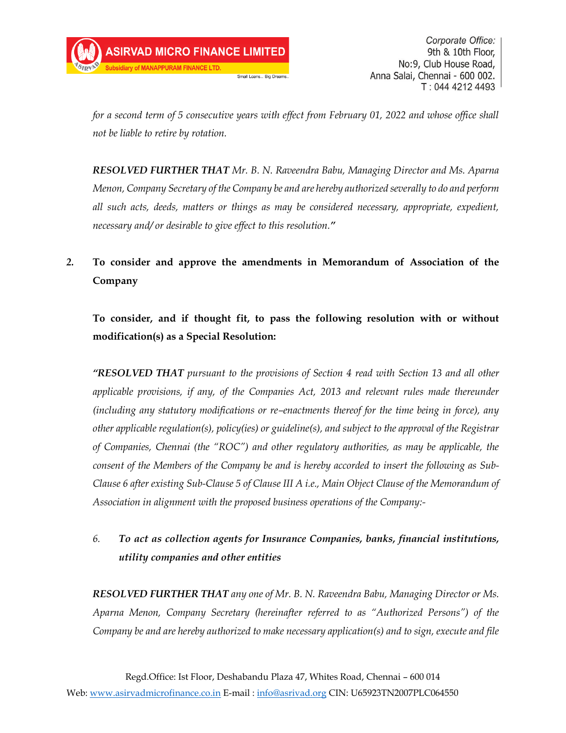*for a second term of 5 consecutive years with effect from February 01, 2022 and whose office shall not be liable to retire by rotation.*

***RESOLVED FURTHER THAT*** *Mr. B. N. Raveendra Babu, Managing Director and Ms. Aparna Menon, Company Secretary of the Company be and are hereby authorized severally to do and perform all such acts, deeds, matters or things as may be considered necessary, appropriate, expedient, necessary and/ or desirable to give effect to this resolution."*

**2. To consider and approve the amendments in Memorandum of Association of the Company**

**To consider, and if thought fit, to pass the following resolution with or without modification(s) as a Special Resolution:**

*"**RESOLVED THAT** pursuant to the provisions of Section 4 read with Section 13 and all other applicable provisions, if any, of the Companies Act, 2013 and relevant rules made thereunder (including any statutory modifications or re–enactments thereof for the time being in force), any other applicable regulation(s), policy(ies) or guideline(s), and subject to the approval of the Registrar of Companies, Chennai (the "ROC") and other regulatory authorities, as may be applicable, the consent of the Members of the Company be and is hereby accorded to insert the following as Sub-Clause 6 after existing Sub-Clause 5 of Clause III A i.e., Main Object Clause of the Memorandum of Association in alignment with the proposed business operations of the Company:-*

*6.* ***To act as collection agents for Insurance Companies, banks, financial institutions, utility companies and other entities***

***RESOLVED FURTHER THAT*** *any one of Mr. B. N. Raveendra Babu, Managing Director or Ms. Aparna Menon, Company Secretary (hereinafter referred to as "Authorized Persons") of the Company be and are hereby authorized to make necessary application(s) and to sign, execute and file*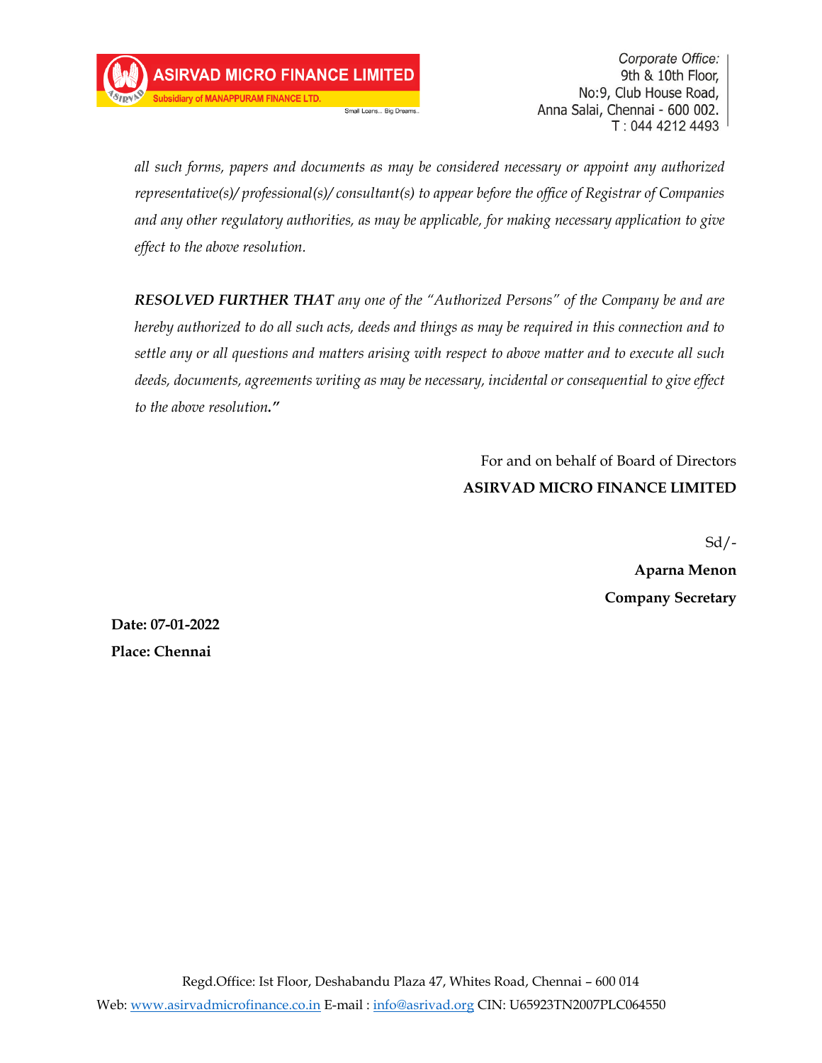*all such forms, papers and documents as may be considered necessary or appoint any authorized representative(s)/ professional(s)/ consultant(s) to appear before the office of Registrar of Companies and any other regulatory authorities, as may be applicable, for making necessary application to give effect to the above resolution.*

***RESOLVED FURTHER THAT*** *any one of the "Authorized Persons" of the Company be and are hereby authorized to do all such acts, deeds and things as may be required in this connection and to settle any or all questions and matters arising with respect to above matter and to execute all such deeds, documents, agreements writing as may be necessary, incidental or consequential to give effect to the above resolution.***"**

For and on behalf of Board of Directors
**ASIRVAD MICRO FINANCE LIMITED**

Sd/-
**Aparna Menon**
**Company Secretary**

**Date: 07-01-2022**
**Place: Chennai**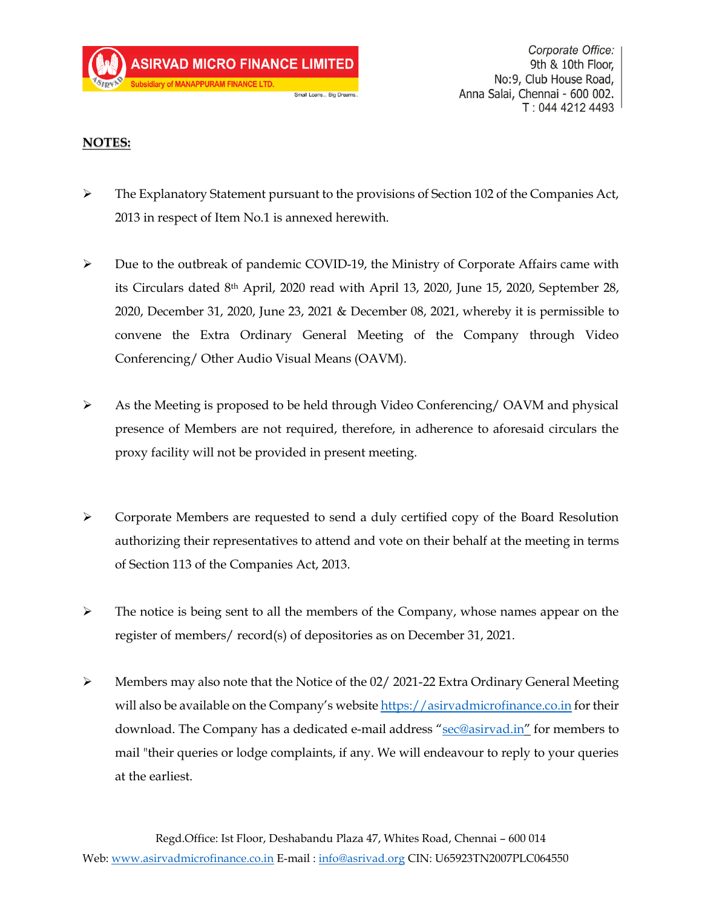## NOTES:

- The Explanatory Statement pursuant to the provisions of Section 102 of the Companies Act, 2013 in respect of Item No.1 is annexed herewith.

- Due to the outbreak of pandemic COVID-19, the Ministry of Corporate Affairs came with its Circulars dated 8th April, 2020 read with April 13, 2020, June 15, 2020, September 28, 2020, December 31, 2020, June 23, 2021 & December 08, 2021, whereby it is permissible to convene the Extra Ordinary General Meeting of the Company through Video Conferencing/ Other Audio Visual Means (OAVM).

- As the Meeting is proposed to be held through Video Conferencing/ OAVM and physical presence of Members are not required, therefore, in adherence to aforesaid circulars the proxy facility will not be provided in present meeting.

- Corporate Members are requested to send a duly certified copy of the Board Resolution authorizing their representatives to attend and vote on their behalf at the meeting in terms of Section 113 of the Companies Act, 2013.

- The notice is being sent to all the members of the Company, whose names appear on the register of members/ record(s) of depositories as on December 31, 2021.

- Members may also note that the Notice of the 02/ 2021-22 Extra Ordinary General Meeting will also be available on the Company's website https://asirvadmicrofinance.co.in for their download. The Company has a dedicated e-mail address "sec@asirvad.in" for members to mail "their queries or lodge complaints, if any. We will endeavour to reply to your queries at the earliest.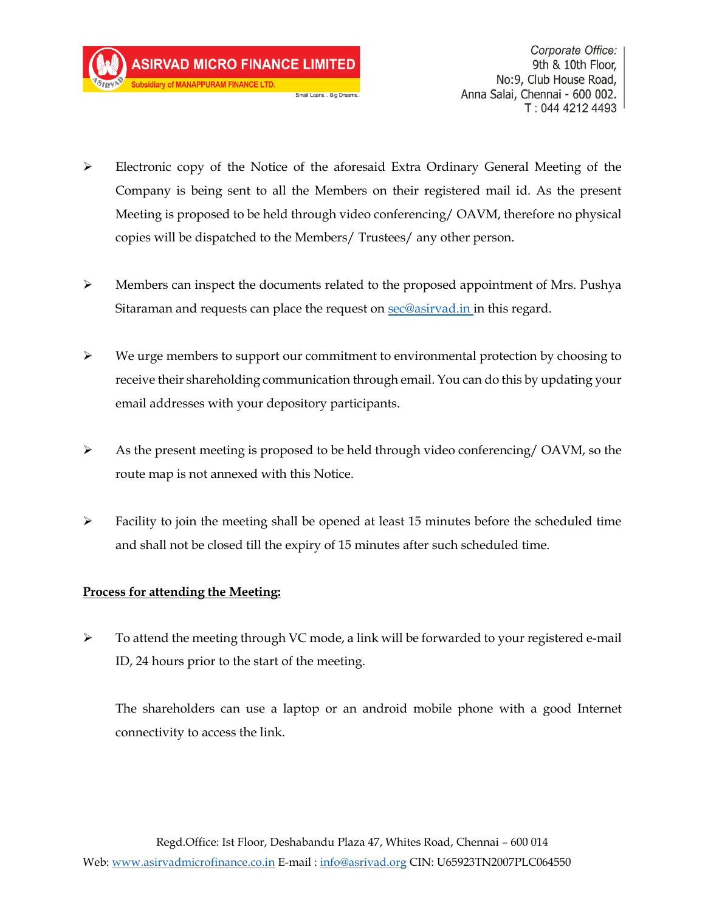- Electronic copy of the Notice of the aforesaid Extra Ordinary General Meeting of the Company is being sent to all the Members on their registered mail id. As the present Meeting is proposed to be held through video conferencing/ OAVM, therefore no physical copies will be dispatched to the Members/ Trustees/ any other person.

- Members can inspect the documents related to the proposed appointment of Mrs. Pushya Sitaraman and requests can place the request on sec@asirvad.in in this regard.

- We urge members to support our commitment to environmental protection by choosing to receive their shareholding communication through email. You can do this by updating your email addresses with your depository participants.

- As the present meeting is proposed to be held through video conferencing/ OAVM, so the route map is not annexed with this Notice.

- Facility to join the meeting shall be opened at least 15 minutes before the scheduled time and shall not be closed till the expiry of 15 minutes after such scheduled time.

**Process for attending the Meeting:**

- To attend the meeting through VC mode, a link will be forwarded to your registered e-mail ID, 24 hours prior to the start of the meeting.

  The shareholders can use a laptop or an android mobile phone with a good Internet connectivity to access the link.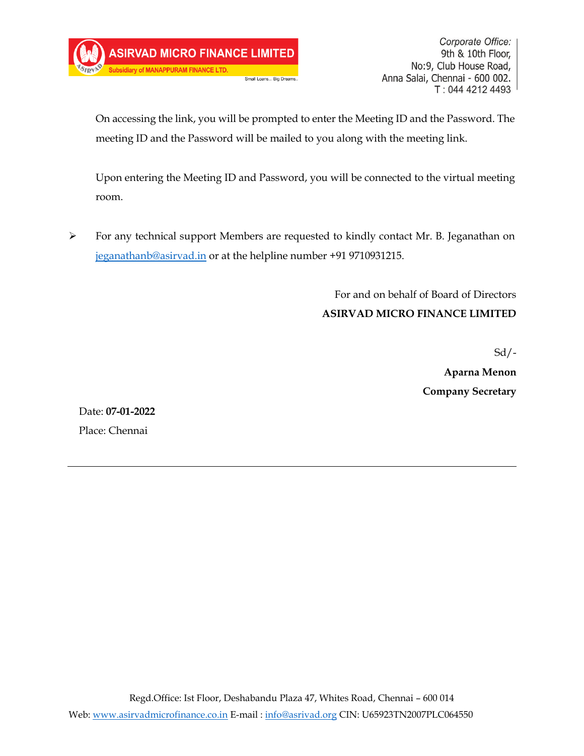On accessing the link, you will be prompted to enter the Meeting ID and the Password. The meeting ID and the Password will be mailed to you along with the meeting link.

Upon entering the Meeting ID and Password, you will be connected to the virtual meeting room.

- For any technical support Members are requested to kindly contact Mr. B. Jeganathan on jeganathanb@asirvad.in or at the helpline number +91 9710931215.

For and on behalf of Board of Directors
**ASIRVAD MICRO FINANCE LIMITED**

Sd/-
**Aparna Menon**
**Company Secretary**

Date: **07-01-2022**
Place: Chennai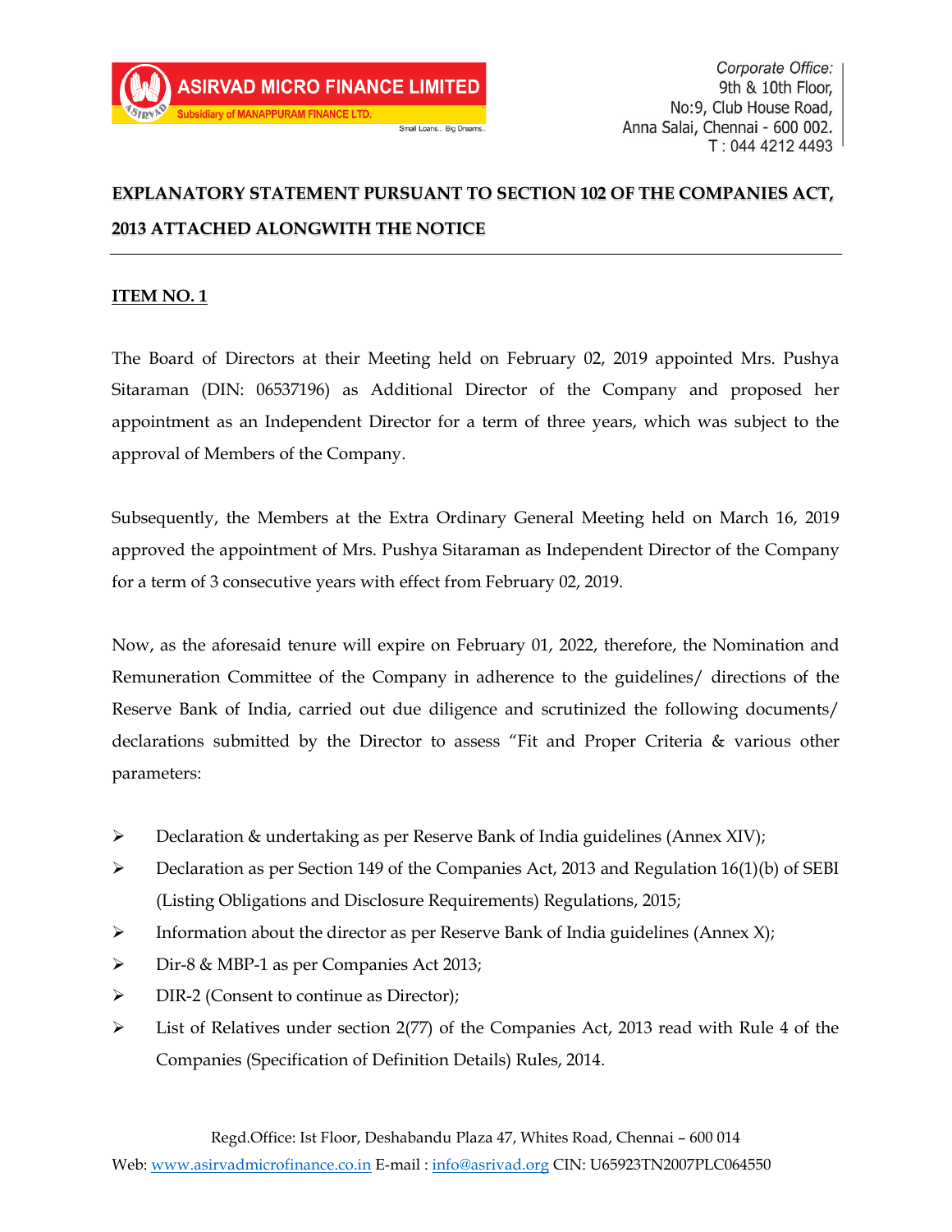# EXPLANATORY STATEMENT PURSUANT TO SECTION 102 OF THE COMPANIES ACT, 2013 ATTACHED ALONGWITH THE NOTICE

## ITEM NO. 1

The Board of Directors at their Meeting held on February 02, 2019 appointed Mrs. Pushya Sitaraman (DIN: 06537196) as Additional Director of the Company and proposed her appointment as an Independent Director for a term of three years, which was subject to the approval of Members of the Company.

Subsequently, the Members at the Extra Ordinary General Meeting held on March 16, 2019 approved the appointment of Mrs. Pushya Sitaraman as Independent Director of the Company for a term of 3 consecutive years with effect from February 02, 2019.

Now, as the aforesaid tenure will expire on February 01, 2022, therefore, the Nomination and Remuneration Committee of the Company in adherence to the guidelines/ directions of the Reserve Bank of India, carried out due diligence and scrutinized the following documents/ declarations submitted by the Director to assess "Fit and Proper Criteria & various other parameters:

- Declaration & undertaking as per Reserve Bank of India guidelines (Annex XIV);
- Declaration as per Section 149 of the Companies Act, 2013 and Regulation 16(1)(b) of SEBI (Listing Obligations and Disclosure Requirements) Regulations, 2015;
- Information about the director as per Reserve Bank of India guidelines (Annex X);
- Dir-8 & MBP-1 as per Companies Act 2013;
- DIR-2 (Consent to continue as Director);
- List of Relatives under section 2(77) of the Companies Act, 2013 read with Rule 4 of the Companies (Specification of Definition Details) Rules, 2014.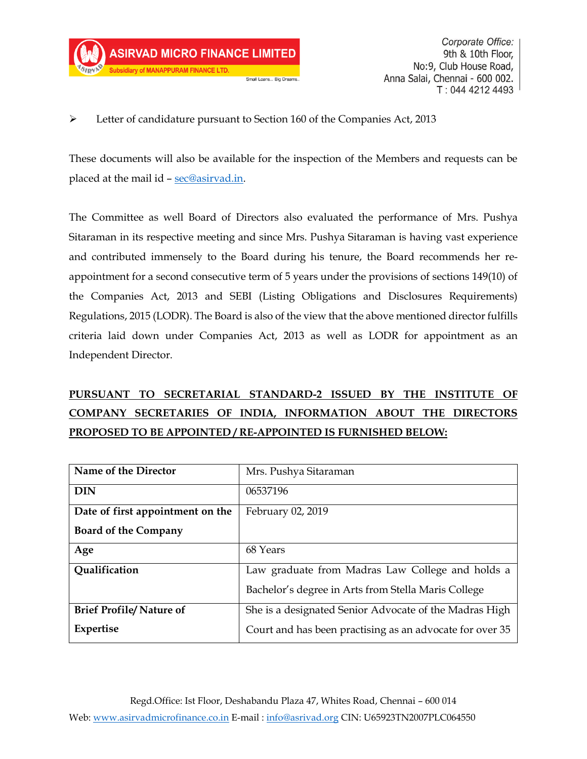- Letter of candidature pursuant to Section 160 of the Companies Act, 2013

These documents will also be available for the inspection of the Members and requests can be placed at the mail id – sec@asirvad.in.

The Committee as well Board of Directors also evaluated the performance of Mrs. Pushya Sitaraman in its respective meeting and since Mrs. Pushya Sitaraman is having vast experience and contributed immensely to the Board during his tenure, the Board recommends her re-appointment for a second consecutive term of 5 years under the provisions of sections 149(10) of the Companies Act, 2013 and SEBI (Listing Obligations and Disclosures Requirements) Regulations, 2015 (LODR). The Board is also of the view that the above mentioned director fulfills criteria laid down under Companies Act, 2013 as well as LODR for appointment as an Independent Director.

**PURSUANT TO SECRETARIAL STANDARD-2 ISSUED BY THE INSTITUTE OF COMPANY SECRETARIES OF INDIA, INFORMATION ABOUT THE DIRECTORS PROPOSED TO BE APPOINTED / RE-APPOINTED IS FURNISHED BELOW:**

| **Name of the Director** | Mrs. Pushya Sitaraman |
|---|---|
| **DIN** | 06537196 |
| **Date of first appointment on the Board of the Company** | February 02, 2019 |
| **Age** | 68 Years |
| **Qualification** | Law graduate from Madras Law College and holds a Bachelor's degree in Arts from Stella Maris College |
| **Brief Profile/ Nature of Expertise** | She is a designated Senior Advocate of the Madras High Court and has been practising as an advocate for over 35 |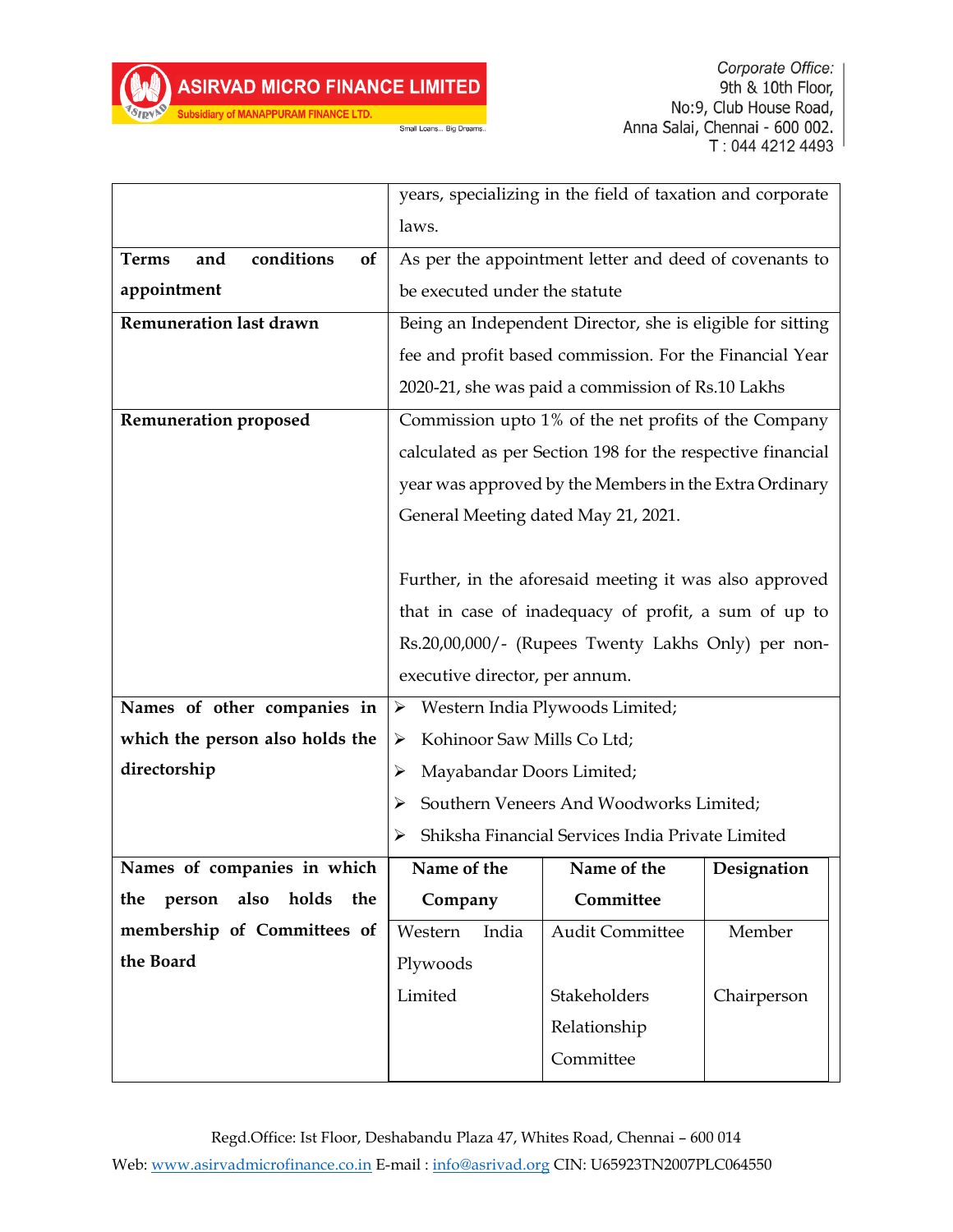| | |
|---|---|
| | years, specializing in the field of taxation and corporate laws. |
| **Terms and conditions of appointment** | As per the appointment letter and deed of covenants to be executed under the statute |
| **Remuneration last drawn** | Being an Independent Director, she is eligible for sitting fee and profit based commission. For the Financial Year 2020-21, she was paid a commission of Rs.10 Lakhs |
| **Remuneration proposed** | Commission upto 1% of the net profits of the Company calculated as per Section 198 for the respective financial year was approved by the Members in the Extra Ordinary General Meeting dated May 21, 2021.<br><br>Further, in the aforesaid meeting it was also approved that in case of inadequacy of profit, a sum of up to Rs.20,00,000/- (Rupees Twenty Lakhs Only) per non-executive director, per annum. |
| **Names of other companies in which the person also holds the directorship** | ➢ Western India Plywoods Limited;<br>➢ Kohinoor Saw Mills Co Ltd;<br>➢ Mayabandar Doors Limited;<br>➢ Southern Veneers And Woodworks Limited;<br>➢ Shiksha Financial Services India Private Limited |
| **Names of companies in which the person also holds the membership of Committees of the Board** | **Name of the Company** / **Name of the Committee** / **Designation**<br>Western India Plywoods Limited / Audit Committee / Member<br>Western India Plywoods Limited / Stakeholders Relationship Committee / Chairperson |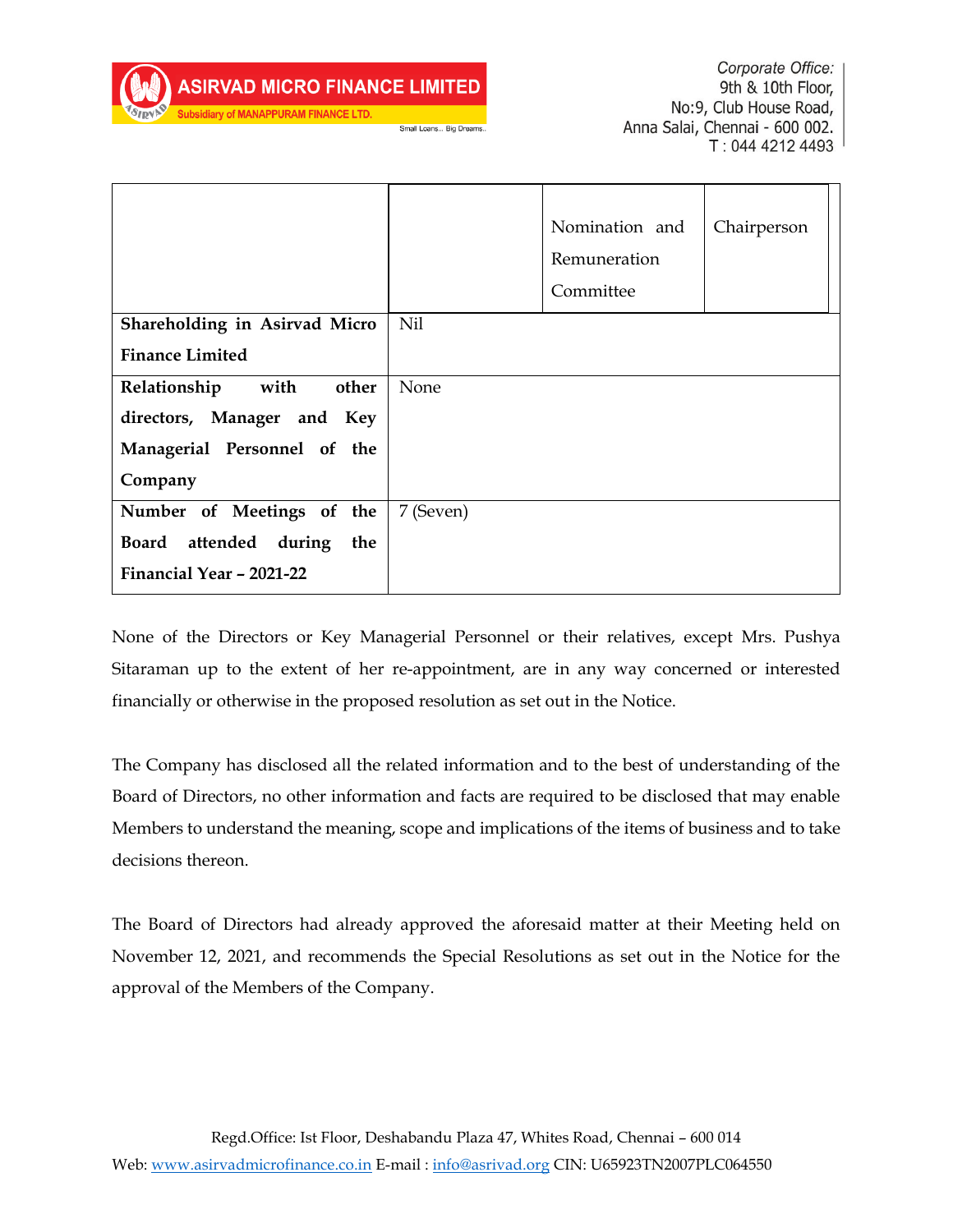| | | | |
|---|---|---|---|
| | | Nomination and Remuneration Committee | Chairperson |
| **Shareholding in Asirvad Micro Finance Limited** | Nil | | |
| **Relationship with other directors, Manager and Key Managerial Personnel of the Company** | None | | |
| **Number of Meetings of the Board attended during the Financial Year – 2021-22** | 7 (Seven) | | |

None of the Directors or Key Managerial Personnel or their relatives, except Mrs. Pushya Sitaraman up to the extent of her re-appointment, are in any way concerned or interested financially or otherwise in the proposed resolution as set out in the Notice.

The Company has disclosed all the related information and to the best of understanding of the Board of Directors, no other information and facts are required to be disclosed that may enable Members to understand the meaning, scope and implications of the items of business and to take decisions thereon.

The Board of Directors had already approved the aforesaid matter at their Meeting held on November 12, 2021, and recommends the Special Resolutions as set out in the Notice for the approval of the Members of the Company.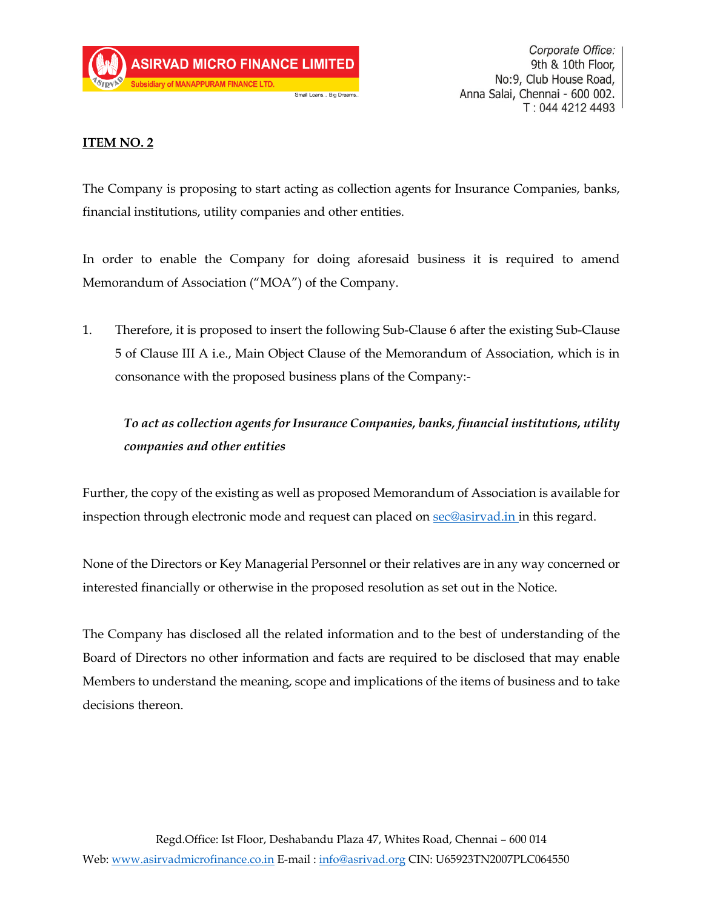**ITEM NO. 2**

The Company is proposing to start acting as collection agents for Insurance Companies, banks, financial institutions, utility companies and other entities.

In order to enable the Company for doing aforesaid business it is required to amend Memorandum of Association ("MOA") of the Company.

1. Therefore, it is proposed to insert the following Sub-Clause 6 after the existing Sub-Clause 5 of Clause III A i.e., Main Object Clause of the Memorandum of Association, which is in consonance with the proposed business plans of the Company:-

   ***To act as collection agents for Insurance Companies, banks, financial institutions, utility companies and other entities***

Further, the copy of the existing as well as proposed Memorandum of Association is available for inspection through electronic mode and request can placed on sec@asirvad.in in this regard.

None of the Directors or Key Managerial Personnel or their relatives are in any way concerned or interested financially or otherwise in the proposed resolution as set out in the Notice.

The Company has disclosed all the related information and to the best of understanding of the Board of Directors no other information and facts are required to be disclosed that may enable Members to understand the meaning, scope and implications of the items of business and to take decisions thereon.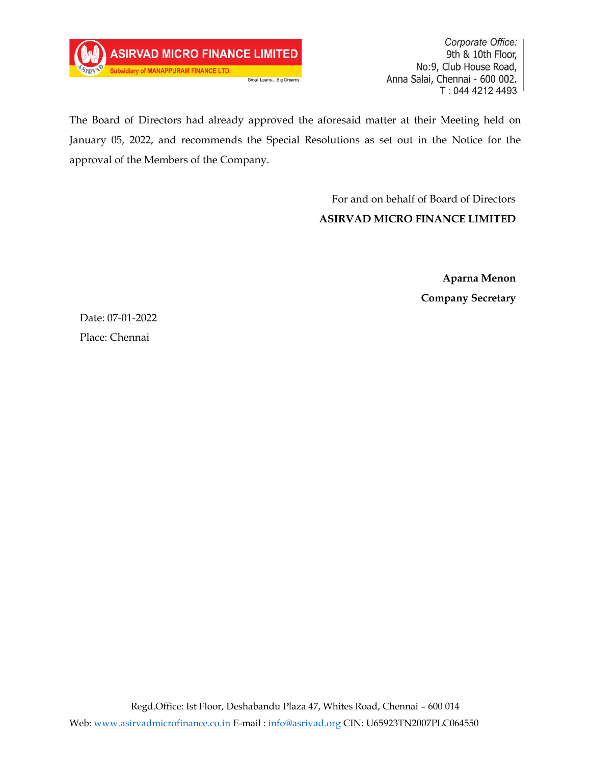The Board of Directors had already approved the aforesaid matter at their Meeting held on January 05, 2022, and recommends the Special Resolutions as set out in the Notice for the approval of the Members of the Company.

For and on behalf of Board of Directors
**ASIRVAD MICRO FINANCE LIMITED**

**Aparna Menon**
**Company Secretary**

Date: 07-01-2022
Place: Chennai